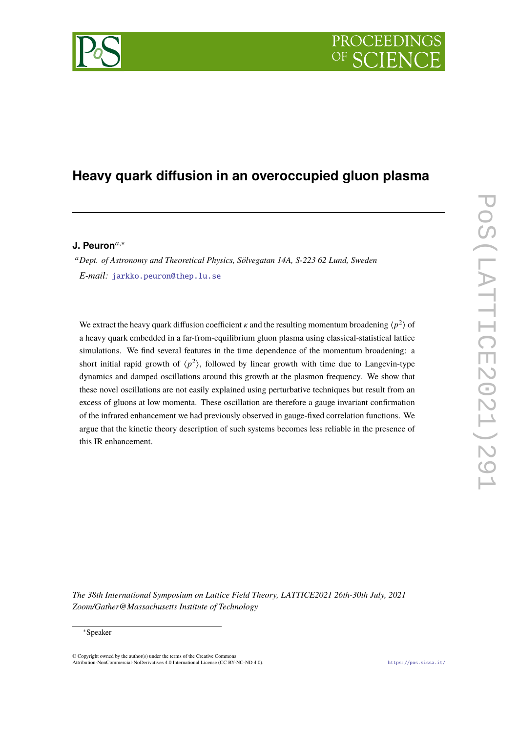# Heavy quark diffusion in an overoccupied gluon plasma

**J. Peuron**[a,*]

[a] *Dept. of Astronomy and Theoretical Physics, Sölvegatan 14A, S-223 62 Lund, Sweden*

*E-mail:* jarkko.peuron@thep.lu.se

We extract the heavy quark diffusion coefficient $\kappa$ and the resulting momentum broadening $\langle p^2 \rangle$ of a heavy quark embedded in a far-from-equilibrium gluon plasma using classical-statistical lattice simulations. We find several features in the time dependence of the momentum broadening: a short initial rapid growth of $\langle p^2 \rangle$, followed by linear growth with time due to Langevin-type dynamics and damped oscillations around this growth at the plasmon frequency. We show that these novel oscillations are not easily explained using perturbative techniques but result from an excess of gluons at low momenta. These oscillation are therefore a gauge invariant confirmation of the infrared enhancement we had previously observed in gauge-fixed correlation functions. We argue that the kinetic theory description of such systems becomes less reliable in the presence of this IR enhancement.

*The 38th International Symposium on Lattice Field Theory, LATTICE2021 26th-30th July, 2021*
*Zoom/Gather@Massachusetts Institute of Technology*

*Speaker

© Copyright owned by the author(s) under the terms of the Creative Commons Attribution-NonCommercial-NoDerivatives 4.0 International License (CC BY-NC-ND 4.0).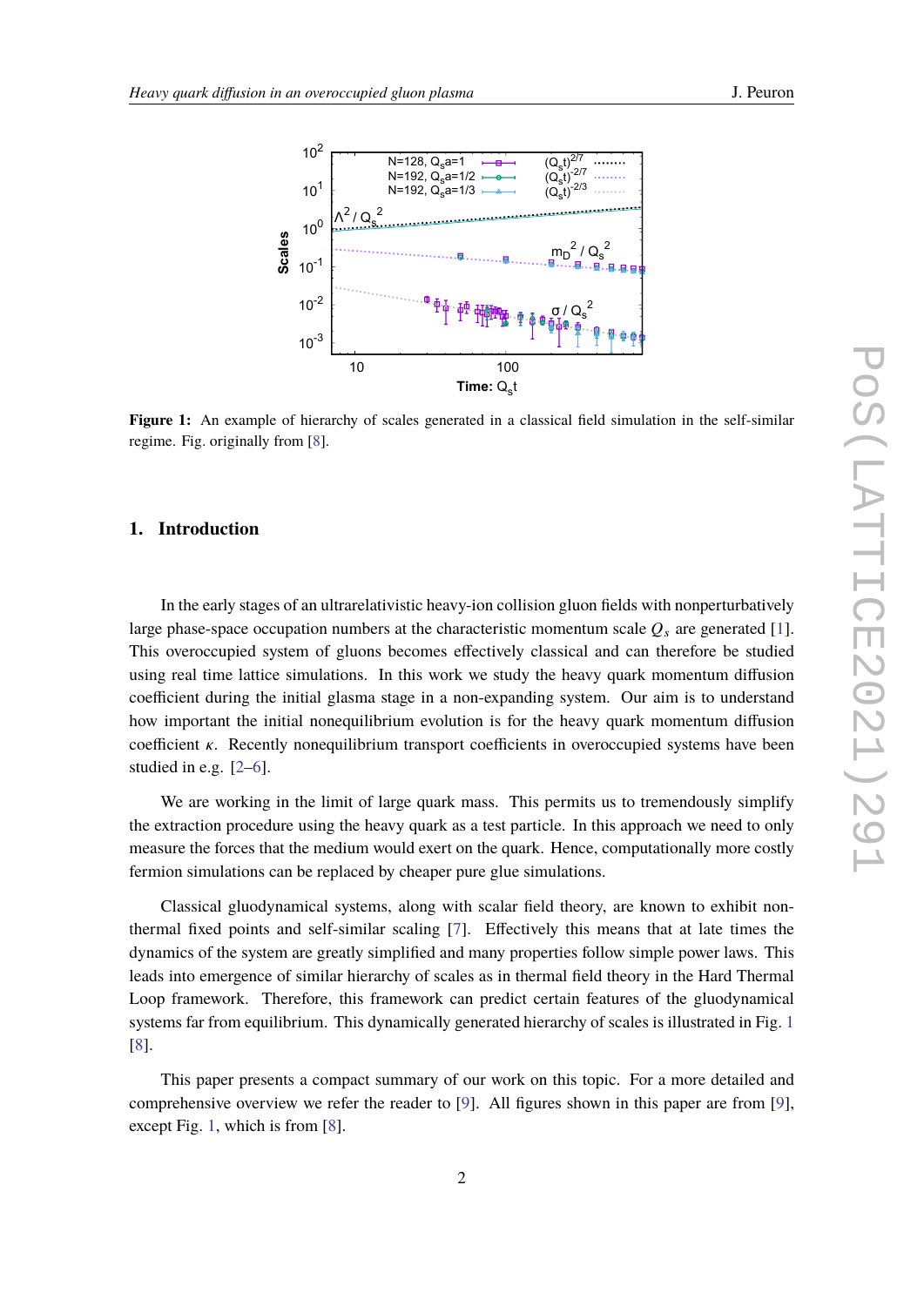**Figure 1:** An example of hierarchy of scales generated in a classical field simulation in the self-similar regime. Fig. originally from [8].

## 1. Introduction

In the early stages of an ultrarelativistic heavy-ion collision gluon fields with nonperturbatively large phase-space occupation numbers at the characteristic momentum scale $Q_s$ are generated [1]. This overoccupied system of gluons becomes effectively classical and can therefore be studied using real time lattice simulations. In this work we study the heavy quark momentum diffusion coefficient during the initial glasma stage in a non-expanding system. Our aim is to understand how important the initial nonequilibrium evolution is for the heavy quark momentum diffusion coefficient $\kappa$. Recently nonequilibrium transport coefficients in overoccupied systems have been studied in e.g. [2–6].

We are working in the limit of large quark mass. This permits us to tremendously simplify the extraction procedure using the heavy quark as a test particle. In this approach we need to only measure the forces that the medium would exert on the quark. Hence, computationally more costly fermion simulations can be replaced by cheaper pure glue simulations.

Classical gluodynamical systems, along with scalar field theory, are known to exhibit non-thermal fixed points and self-similar scaling [7]. Effectively this means that at late times the dynamics of the system are greatly simplified and many properties follow simple power laws. This leads into emergence of similar hierarchy of scales as in thermal field theory in the Hard Thermal Loop framework. Therefore, this framework can predict certain features of the gluodynamical systems far from equilibrium. This dynamically generated hierarchy of scales is illustrated in Fig. 1 [8].

This paper presents a compact summary of our work on this topic. For a more detailed and comprehensive overview we refer the reader to [9]. All figures shown in this paper are from [9], except Fig. 1, which is from [8].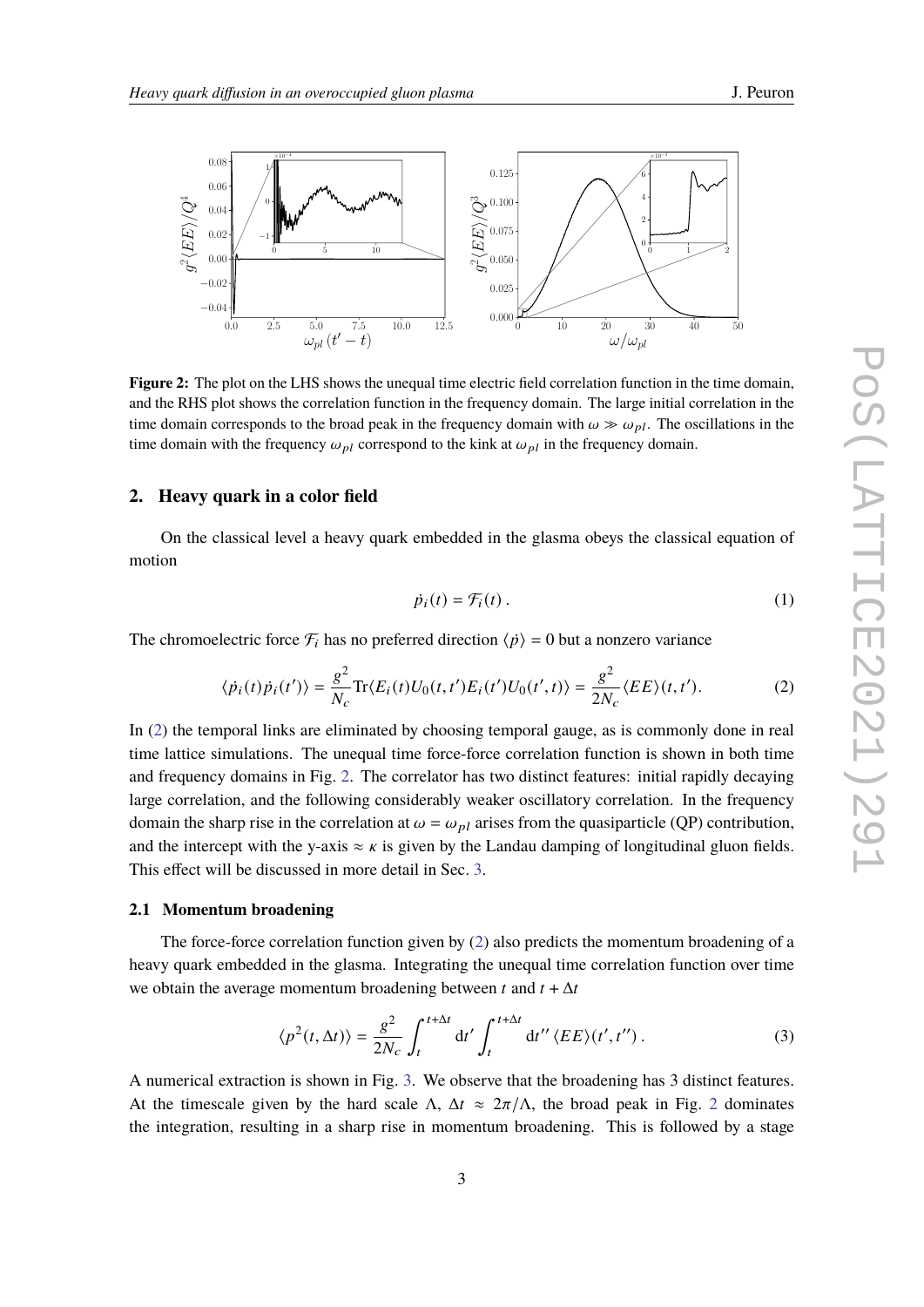**Figure 2:** The plot on the LHS shows the unequal time electric field correlation function in the time domain, and the RHS plot shows the correlation function in the frequency domain. The large initial correlation in the time domain corresponds to the broad peak in the frequency domain with $\omega \gg \omega_{pl}$. The oscillations in the time domain with the frequency $\omega_{pl}$ correspond to the kink at $\omega_{pl}$ in the frequency domain.

## 2. Heavy quark in a color field

On the classical level a heavy quark embedded in the glasma obeys the classical equation of motion

$$\dot{p}_i(t) = \mathcal{F}_i(t)\,. \tag{1}$$

The chromoelectric force $\mathcal{F}_i$ has no preferred direction $\langle \dot{p} \rangle = 0$ but a nonzero variance

$$\langle \dot{p}_i(t)\dot{p}_i(t')\rangle = \frac{g^2}{N_c}\mathrm{Tr}\langle E_i(t)U_0(t,t')E_i(t')U_0(t',t)\rangle = \frac{g^2}{2N_c}\langle EE\rangle(t,t'). \tag{2}$$

In (2) the temporal links are eliminated by choosing temporal gauge, as is commonly done in real time lattice simulations. The unequal time force-force correlation function is shown in both time and frequency domains in Fig. 2. The correlator has two distinct features: initial rapidly decaying large correlation, and the following considerably weaker oscillatory correlation. In the frequency domain the sharp rise in the correlation at $\omega = \omega_{pl}$ arises from the quasiparticle (QP) contribution, and the intercept with the y-axis $\approx \kappa$ is given by the Landau damping of longitudinal gluon fields. This effect will be discussed in more detail in Sec. 3.

### 2.1 Momentum broadening

The force-force correlation function given by (2) also predicts the momentum broadening of a heavy quark embedded in the glasma. Integrating the unequal time correlation function over time we obtain the average momentum broadening between $t$ and $t + \Delta t$

$$\langle p^2(t,\Delta t)\rangle = \frac{g^2}{2N_c}\int_t^{t+\Delta t}\mathrm{d}t' \int_t^{t+\Delta t}\mathrm{d}t''\,\langle EE\rangle(t',t'')\,. \tag{3}$$

A numerical extraction is shown in Fig. 3. We observe that the broadening has 3 distinct features. At the timescale given by the hard scale $\Lambda$, $\Delta t \approx 2\pi/\Lambda$, the broad peak in Fig. 2 dominates the integration, resulting in a sharp rise in momentum broadening. This is followed by a stage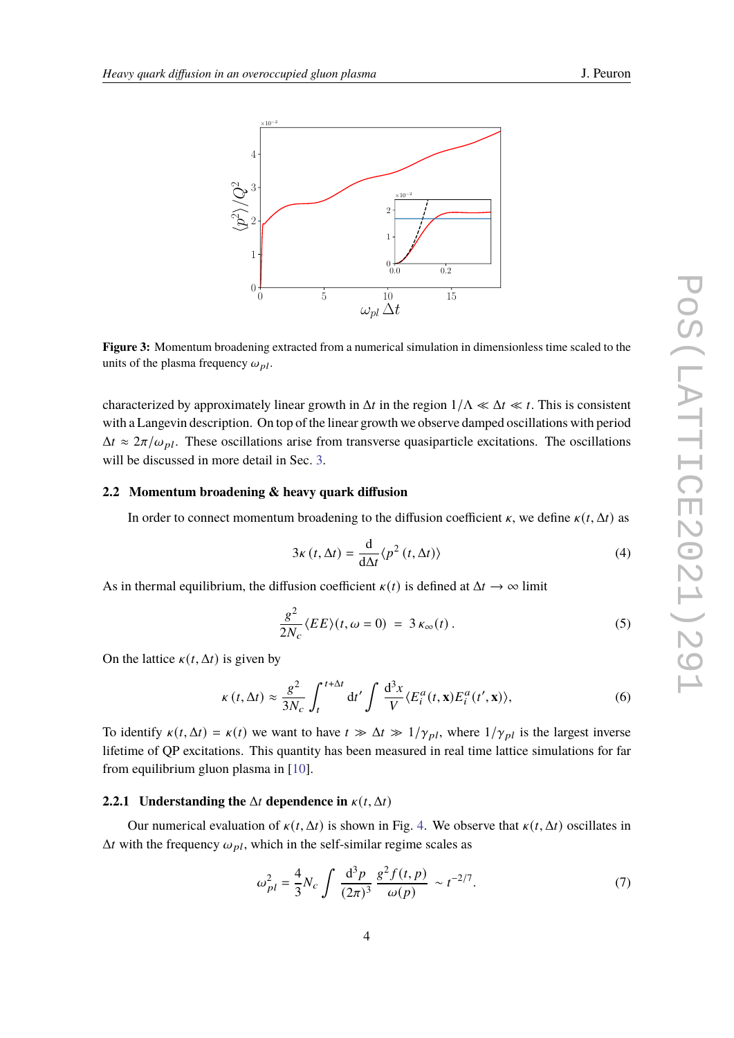**Figure 3:** Momentum broadening extracted from a numerical simulation in dimensionless time scaled to the units of the plasma frequency $\omega_{pl}$.

characterized by approximately linear growth in $\Delta t$ in the region $1/\Lambda \ll \Delta t \ll t$. This is consistent with a Langevin description. On top of the linear growth we observe damped oscillations with period $\Delta t \approx 2\pi/\omega_{pl}$. These oscillations arise from transverse quasiparticle excitations. The oscillations will be discussed in more detail in Sec. 3.

### 2.2 Momentum broadening & heavy quark diffusion

In order to connect momentum broadening to the diffusion coefficient $\kappa$, we define $\kappa(t, \Delta t)$ as

$$3\kappa\,(t, \Delta t) = \frac{\mathrm{d}}{\mathrm{d}\Delta t}\langle p^2\,(t, \Delta t)\rangle \tag{4}$$

As in thermal equilibrium, the diffusion coefficient $\kappa(t)$ is defined at $\Delta t \to \infty$ limit

$$\frac{g^2}{2N_c}\langle EE\rangle(t, \omega = 0) \;=\; 3\,\kappa_\infty(t)\,. \tag{5}$$

On the lattice $\kappa(t, \Delta t)$ is given by

$$\kappa\,(t, \Delta t) \approx \frac{g^2}{3N_c}\int_t^{t+\Delta t} \mathrm{d}t' \int \frac{\mathrm{d}^3x}{V}\langle E_i^a(t, \mathbf{x})E_i^a(t', \mathbf{x})\rangle, \tag{6}$$

To identify $\kappa(t, \Delta t) = \kappa(t)$ we want to have $t \gg \Delta t \gg 1/\gamma_{pl}$, where $1/\gamma_{pl}$ is the largest inverse lifetime of QP excitations. This quantity has been measured in real time lattice simulations for far from equilibrium gluon plasma in [10].

#### 2.2.1 Understanding the $\Delta t$ dependence in $\kappa(t, \Delta t)$

Our numerical evaluation of $\kappa(t, \Delta t)$ is shown in Fig. 4. We observe that $\kappa(t, \Delta t)$ oscillates in $\Delta t$ with the frequency $\omega_{pl}$, which in the self-similar regime scales as

$$\omega_{pl}^2 = \frac{4}{3}N_c \int \frac{\mathrm{d}^3p}{(2\pi)^3}\,\frac{g^2 f(t, p)}{\omega(p)} \sim t^{-2/7}. \tag{7}$$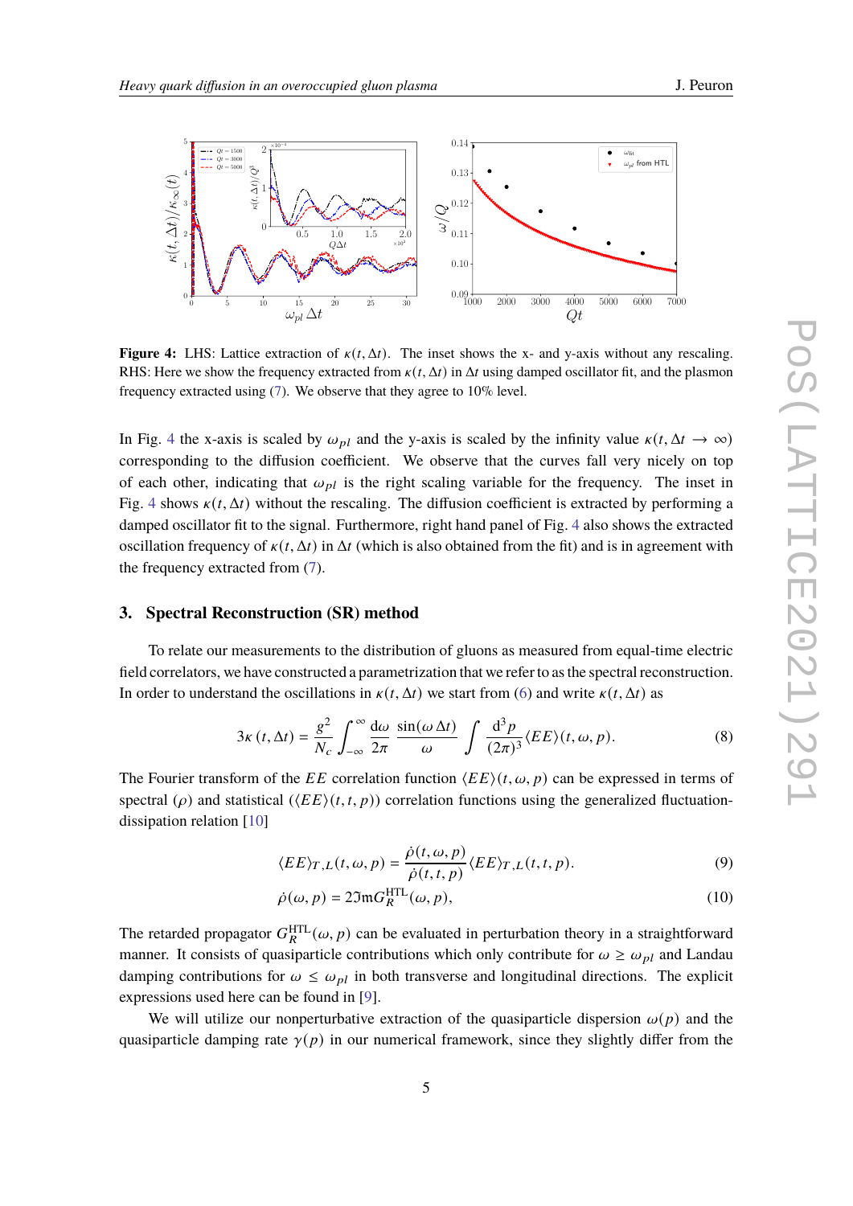**Figure 4:** LHS: Lattice extraction of $\kappa(t, \Delta t)$. The inset shows the x- and y-axis without any rescaling. RHS: Here we show the frequency extracted from $\kappa(t, \Delta t)$ in $\Delta t$ using damped oscillator fit, and the plasmon frequency extracted using (7). We observe that they agree to 10% level.

In Fig. 4 the x-axis is scaled by $\omega_{pl}$ and the y-axis is scaled by the infinity value $\kappa(t, \Delta t \to \infty)$ corresponding to the diffusion coefficient. We observe that the curves fall very nicely on top of each other, indicating that $\omega_{pl}$ is the right scaling variable for the frequency. The inset in Fig. 4 shows $\kappa(t, \Delta t)$ without the rescaling. The diffusion coefficient is extracted by performing a damped oscillator fit to the signal. Furthermore, right hand panel of Fig. 4 also shows the extracted oscillation frequency of $\kappa(t, \Delta t)$ in $\Delta t$ (which is also obtained from the fit) and is in agreement with the frequency extracted from (7).

## 3. Spectral Reconstruction (SR) method

To relate our measurements to the distribution of gluons as measured from equal-time electric field correlators, we have constructed a parametrization that we refer to as the spectral reconstruction. In order to understand the oscillations in $\kappa(t, \Delta t)$ we start from (6) and write $\kappa(t, \Delta t)$ as

$$3\kappa\,(t, \Delta t) = \frac{g^2}{N_c} \int_{-\infty}^{\infty} \frac{\mathrm{d}\omega}{2\pi} \frac{\sin(\omega\,\Delta t)}{\omega} \int \frac{\mathrm{d}^3 p}{(2\pi)^3} \langle EE \rangle(t, \omega, p). \tag{8}$$

The Fourier transform of the $EE$ correlation function $\langle EE \rangle(t, \omega, p)$ can be expressed in terms of spectral ($\rho$) and statistical ($\langle EE \rangle(t, t, p)$) correlation functions using the generalized fluctuation-dissipation relation [10]

$$\langle EE \rangle_{T,L}(t, \omega, p) = \frac{\dot{\rho}(t, \omega, p)}{\dot{\rho}(t, t, p)} \langle EE \rangle_{T,L}(t, t, p). \tag{9}$$

$$\dot{\rho}(\omega, p) = 2\Im\mathrm{m} G_R^{\mathrm{HTL}}(\omega, p), \tag{10}$$

The retarded propagator $G_R^{\mathrm{HTL}}(\omega, p)$ can be evaluated in perturbation theory in a straightforward manner. It consists of quasiparticle contributions which only contribute for $\omega \geq \omega_{pl}$ and Landau damping contributions for $\omega \leq \omega_{pl}$ in both transverse and longitudinal directions. The explicit expressions used here can be found in [9].

We will utilize our nonperturbative extraction of the quasiparticle dispersion $\omega(p)$ and the quasiparticle damping rate $\gamma(p)$ in our numerical framework, since they slightly differ from the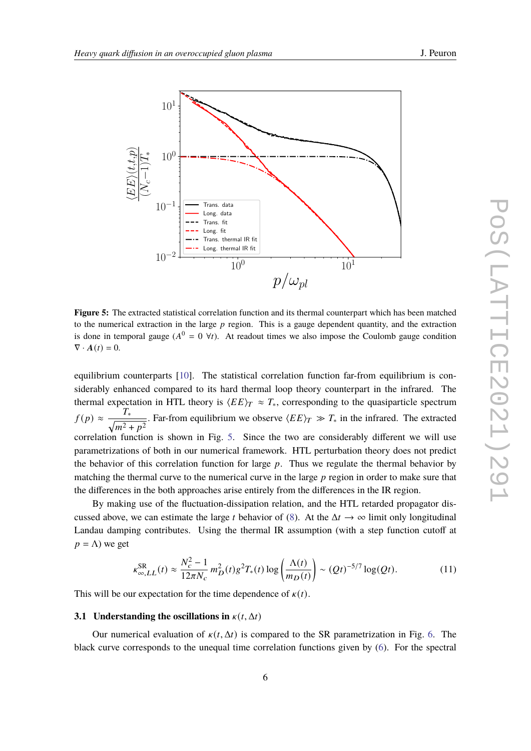**Figure 5:** The extracted statistical correlation function and its thermal counterpart which has been matched to the numerical extraction in the large $p$ region. This is a gauge dependent quantity, and the extraction is done in temporal gauge ($A^0 = 0\ \forall t$). At readout times we also impose the Coulomb gauge condition $\nabla \cdot \boldsymbol{A}(t) = 0$.

equilibrium counterparts [10]. The statistical correlation function far-from equilibrium is considerably enhanced compared to its hard thermal loop theory counterpart in the infrared. The thermal expectation in HTL theory is $\langle EE \rangle_T \approx T_*$, corresponding to the quasiparticle spectrum $f(p) \approx \dfrac{T_*}{\sqrt{m^2 + p^2}}$. Far-from equilibrium we observe $\langle EE \rangle_T \gg T_*$ in the infrared. The extracted correlation function is shown in Fig. 5. Since the two are considerably different we will use parametrizations of both in our numerical framework. HTL perturbation theory does not predict the behavior of this correlation function for large $p$. Thus we regulate the thermal behavior by matching the thermal curve to the numerical curve in the large $p$ region in order to make sure that the differences in the both approaches arise entirely from the differences in the IR region.

By making use of the fluctuation-dissipation relation, and the HTL retarded propagator discussed above, we can estimate the large $t$ behavior of (8). At the $\Delta t \to \infty$ limit only longitudinal Landau damping contributes. Using the thermal IR assumption (with a step function cutoff at $p = \Lambda$) we get

$$\kappa^{\mathrm{SR}}_{\infty,LL}(t) \approx \frac{N_c^2 - 1}{12\pi N_c} m_D^2(t) g^2 T_*(t) \log\left(\frac{\Lambda(t)}{m_D(t)}\right) \sim (Qt)^{-5/7} \log(Qt). \tag{11}$$

This will be our expectation for the time dependence of $\kappa(t)$.

### 3.1 Understanding the oscillations in $\kappa(t, \Delta t)$

Our numerical evaluation of $\kappa(t, \Delta t)$ is compared to the SR parametrization in Fig. 6. The black curve corresponds to the unequal time correlation functions given by (6). For the spectral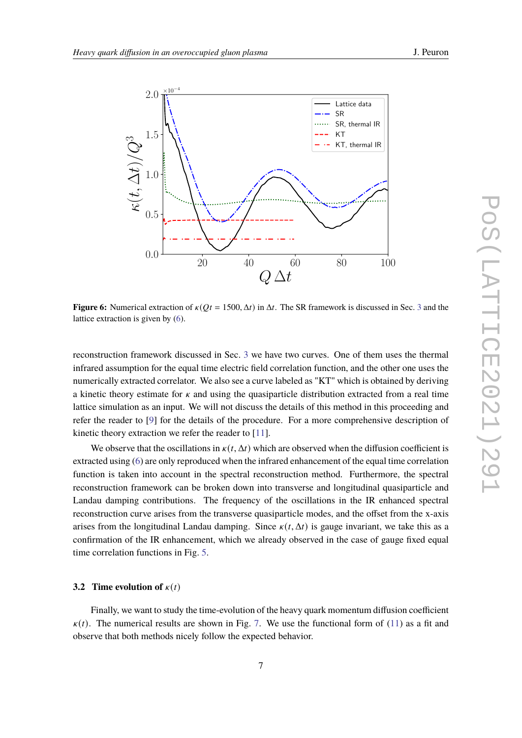**Figure 6:** Numerical extraction of $\kappa(Qt = 1500, \Delta t)$ in $\Delta t$. The SR framework is discussed in Sec. 3 and the lattice extraction is given by (6).

reconstruction framework discussed in Sec. 3 we have two curves. One of them uses the thermal infrared assumption for the equal time electric field correlation function, and the other one uses the numerically extracted correlator. We also see a curve labeled as "KT" which is obtained by deriving a kinetic theory estimate for $\kappa$ and using the quasiparticle distribution extracted from a real time lattice simulation as an input. We will not discuss the details of this method in this proceeding and refer the reader to [9] for the details of the procedure. For a more comprehensive description of kinetic theory extraction we refer the reader to [11].

We observe that the oscillations in $\kappa(t, \Delta t)$ which are observed when the diffusion coefficient is extracted using (6) are only reproduced when the infrared enhancement of the equal time correlation function is taken into account in the spectral reconstruction method. Furthermore, the spectral reconstruction framework can be broken down into transverse and longitudinal quasiparticle and Landau damping contributions. The frequency of the oscillations in the IR enhanced spectral reconstruction curve arises from the transverse quasiparticle modes, and the offset from the x-axis arises from the longitudinal Landau damping. Since $\kappa(t, \Delta t)$ is gauge invariant, we take this as a confirmation of the IR enhancement, which we already observed in the case of gauge fixed equal time correlation functions in Fig. 5.

### 3.2 Time evolution of $\kappa(t)$

Finally, we want to study the time-evolution of the heavy quark momentum diffusion coefficient $\kappa(t)$. The numerical results are shown in Fig. 7. We use the functional form of (11) as a fit and observe that both methods nicely follow the expected behavior.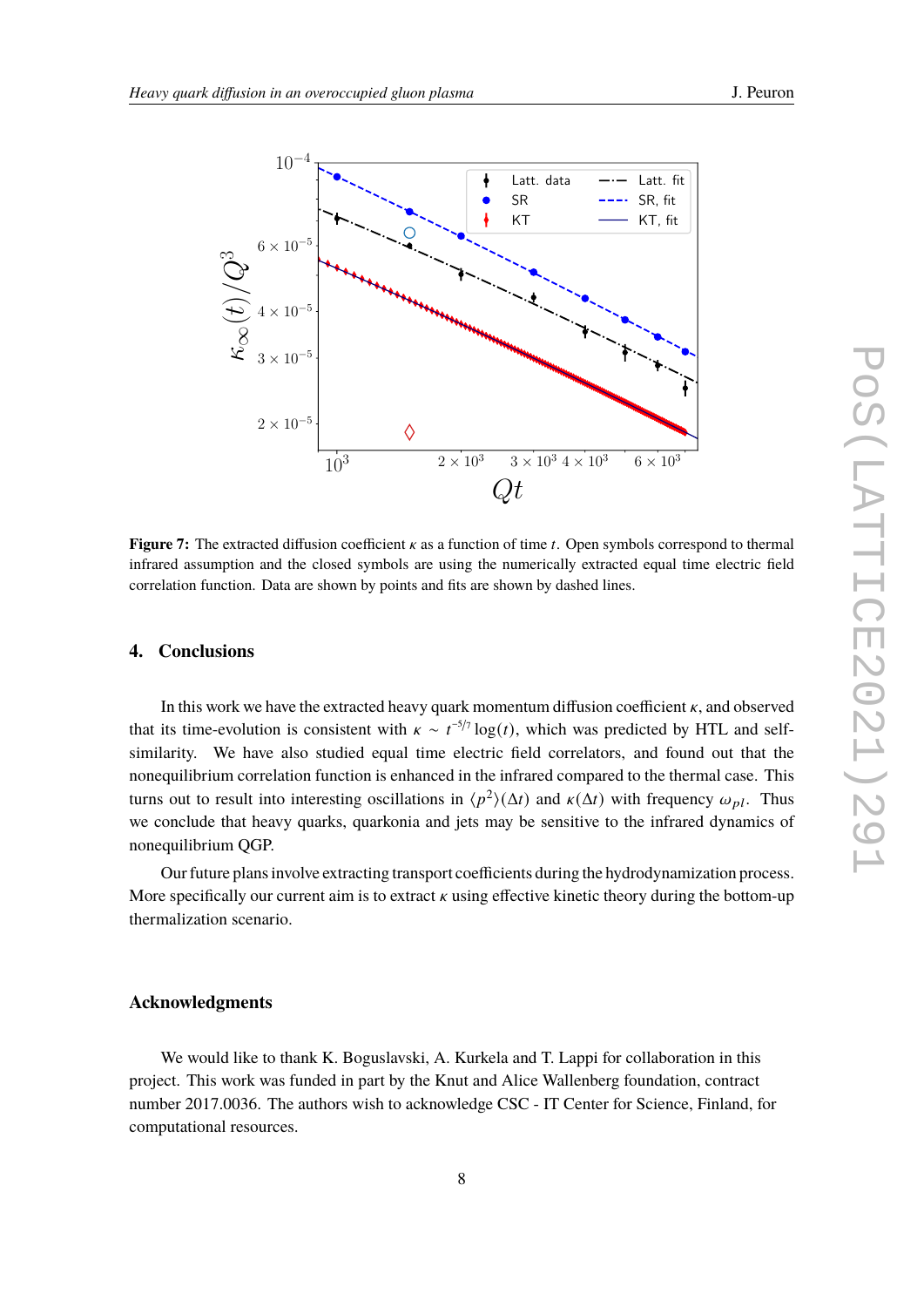**Figure 7:** The extracted diffusion coefficient $\kappa$ as a function of time $t$. Open symbols correspond to thermal infrared assumption and the closed symbols are using the numerically extracted equal time electric field correlation function. Data are shown by points and fits are shown by dashed lines.

## 4. Conclusions

In this work we have the extracted heavy quark momentum diffusion coefficient $\kappa$, and observed that its time-evolution is consistent with $\kappa \sim t^{-5/7}\log(t)$, which was predicted by HTL and self-similarity. We have also studied equal time electric field correlators, and found out that the nonequilibrium correlation function is enhanced in the infrared compared to the thermal case. This turns out to result into interesting oscillations in $\langle p^2 \rangle(\Delta t)$ and $\kappa(\Delta t)$ with frequency $\omega_{pl}$. Thus we conclude that heavy quarks, quarkonia and jets may be sensitive to the infrared dynamics of nonequilibrium QGP.

Our future plans involve extracting transport coefficients during the hydrodynamization process. More specifically our current aim is to extract $\kappa$ using effective kinetic theory during the bottom-up thermalization scenario.

## Acknowledgments

We would like to thank K. Boguslavski, A. Kurkela and T. Lappi for collaboration in this project. This work was funded in part by the Knut and Alice Wallenberg foundation, contract number 2017.0036. The authors wish to acknowledge CSC - IT Center for Science, Finland, for computational resources.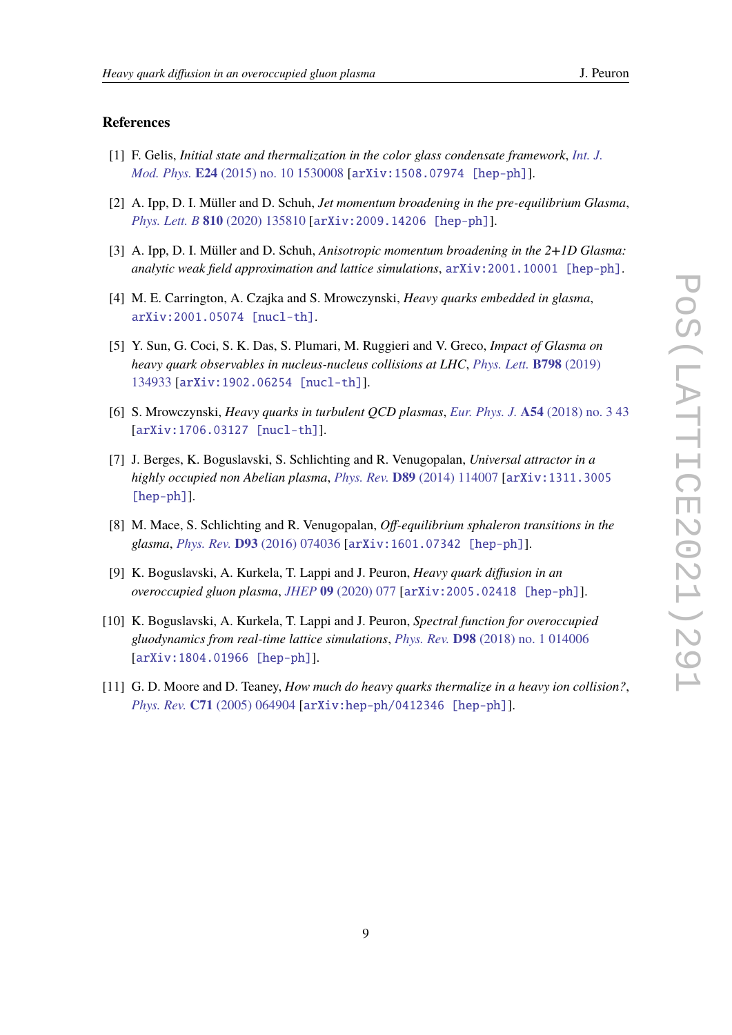## References

[1] F. Gelis, *Initial state and thermalization in the color glass condensate framework*, *Int. J. Mod. Phys.* **E24** (2015) no. 10 1530008 [arXiv:1508.07974 [hep-ph]].

[2] A. Ipp, D. I. Müller and D. Schuh, *Jet momentum broadening in the pre-equilibrium Glasma*, *Phys. Lett. B* **810** (2020) 135810 [arXiv:2009.14206 [hep-ph]].

[3] A. Ipp, D. I. Müller and D. Schuh, *Anisotropic momentum broadening in the 2+1D Glasma: analytic weak field approximation and lattice simulations*, arXiv:2001.10001 [hep-ph].

[4] M. E. Carrington, A. Czajka and S. Mrowczynski, *Heavy quarks embedded in glasma*, arXiv:2001.05074 [nucl-th].

[5] Y. Sun, G. Coci, S. K. Das, S. Plumari, M. Ruggieri and V. Greco, *Impact of Glasma on heavy quark observables in nucleus-nucleus collisions at LHC*, *Phys. Lett.* **B798** (2019) 134933 [arXiv:1902.06254 [nucl-th]].

[6] S. Mrowczynski, *Heavy quarks in turbulent QCD plasmas*, *Eur. Phys. J.* **A54** (2018) no. 3 43 [arXiv:1706.03127 [nucl-th]].

[7] J. Berges, K. Boguslavski, S. Schlichting and R. Venugopalan, *Universal attractor in a highly occupied non Abelian plasma*, *Phys. Rev.* **D89** (2014) 114007 [arXiv:1311.3005 [hep-ph]].

[8] M. Mace, S. Schlichting and R. Venugopalan, *Off-equilibrium sphaleron transitions in the glasma*, *Phys. Rev.* **D93** (2016) 074036 [arXiv:1601.07342 [hep-ph]].

[9] K. Boguslavski, A. Kurkela, T. Lappi and J. Peuron, *Heavy quark diffusion in an overoccupied gluon plasma*, *JHEP* **09** (2020) 077 [arXiv:2005.02418 [hep-ph]].

[10] K. Boguslavski, A. Kurkela, T. Lappi and J. Peuron, *Spectral function for overoccupied gluodynamics from real-time lattice simulations*, *Phys. Rev.* **D98** (2018) no. 1 014006 [arXiv:1804.01966 [hep-ph]].

[11] G. D. Moore and D. Teaney, *How much do heavy quarks thermalize in a heavy ion collision?*, *Phys. Rev.* **C71** (2005) 064904 [arXiv:hep-ph/0412346 [hep-ph]].